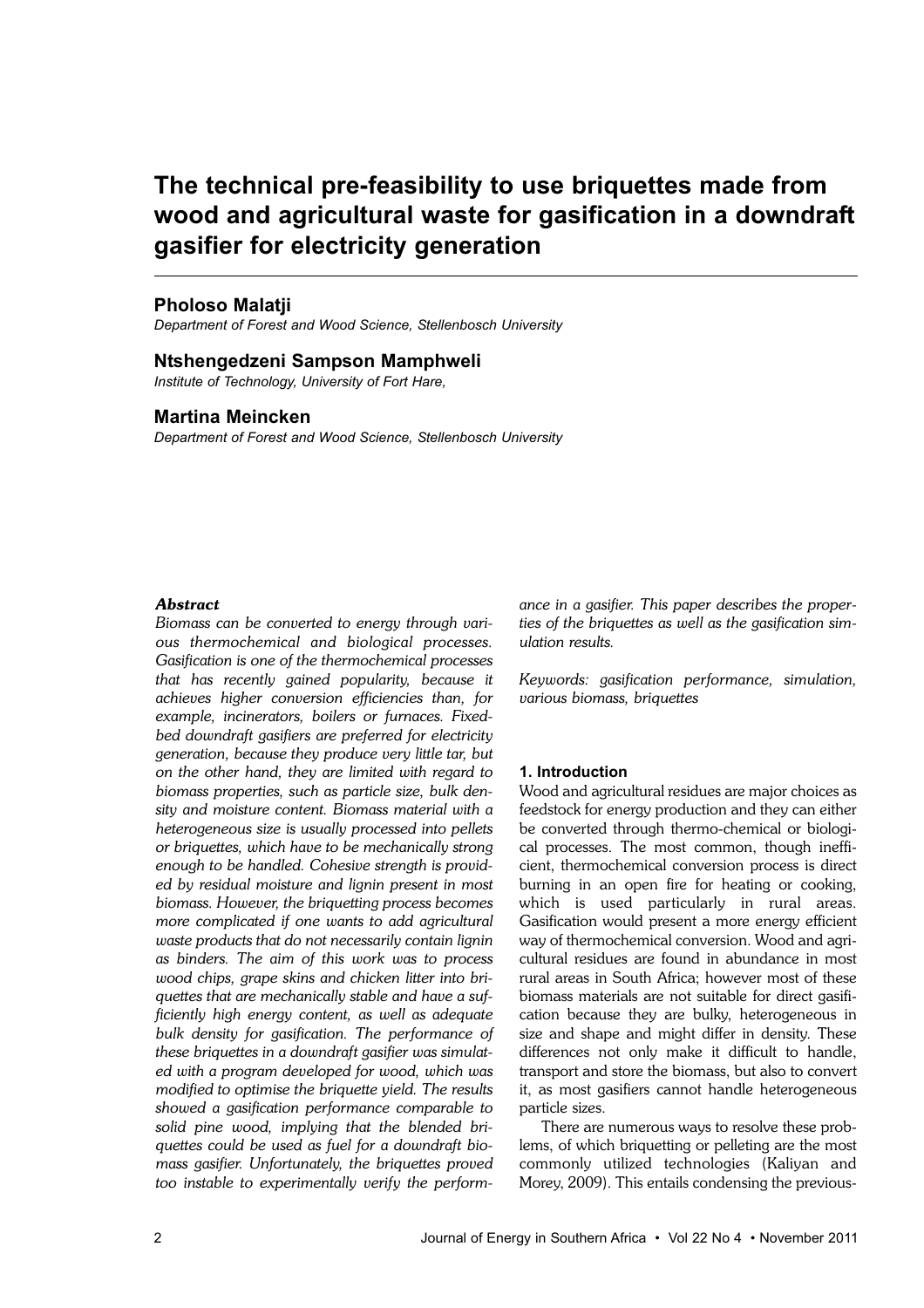# The technical pre-feasibility to use briquettes made from wood and agricultural waste for gasification in a downdraft gasifier for electricity generation

**Pholoso Malatji**

*Department of Forest and Wood Science, Stellenbosch University*

**Ntshengedzeni Sampson Mamphweli**

*Institute of Technology, University of Fort Hare,*

**Martina Meincken**

*Department of Forest and Wood Science, Stellenbosch University*

***Abstract***

*Biomass can be converted to energy through various thermochemical and biological processes. Gasification is one of the thermochemical processes that has recently gained popularity, because it achieves higher conversion efficiencies than, for example, incinerators, boilers or furnaces. Fixed-bed downdraft gasifiers are preferred for electricity generation, because they produce very little tar, but on the other hand, they are limited with regard to biomass properties, such as particle size, bulk density and moisture content. Biomass material with a heterogeneous size is usually processed into pellets or briquettes, which have to be mechanically strong enough to be handled. Cohesive strength is provided by residual moisture and lignin present in most biomass. However, the briquetting process becomes more complicated if one wants to add agricultural waste products that do not necessarily contain lignin as binders. The aim of this work was to process wood chips, grape skins and chicken litter into briquettes that are mechanically stable and have a sufficiently high energy content, as well as adequate bulk density for gasification. The performance of these briquettes in a downdraft gasifier was simulated with a program developed for wood, which was modified to optimise the briquette yield. The results showed a gasification performance comparable to solid pine wood, implying that the blended briquettes could be used as fuel for a downdraft biomass gasifier. Unfortunately, the briquettes proved too instable to experimentally verify the performance in a gasifier. This paper describes the properties of the briquettes as well as the gasification simulation results.*

*Keywords: gasification performance, simulation, various biomass, briquettes*

## 1. Introduction

Wood and agricultural residues are major choices as feedstock for energy production and they can either be converted through thermo-chemical or biological processes. The most common, though inefficient, thermochemical conversion process is direct burning in an open fire for heating or cooking, which is used particularly in rural areas. Gasification would present a more energy efficient way of thermochemical conversion. Wood and agricultural residues are found in abundance in most rural areas in South Africa; however most of these biomass materials are not suitable for direct gasification because they are bulky, heterogeneous in size and shape and might differ in density. These differences not only make it difficult to handle, transport and store the biomass, but also to convert it, as most gasifiers cannot handle heterogeneous particle sizes.

There are numerous ways to resolve these problems, of which briquetting or pelleting are the most commonly utilized technologies (Kaliyan and Morey, 2009). This entails condensing the previous-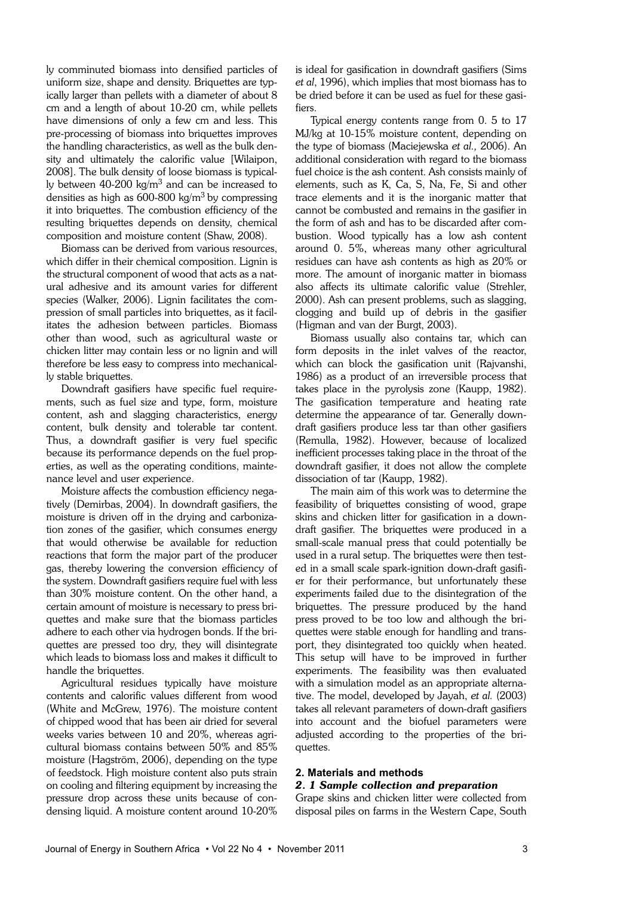ly comminuted biomass into densified particles of uniform size, shape and density. Briquettes are typically larger than pellets with a diameter of about 8 cm and a length of about 10-20 cm, while pellets have dimensions of only a few cm and less. This pre-processing of biomass into briquettes improves the handling characteristics, as well as the bulk density and ultimately the calorific value [Wilaipon, 2008]. The bulk density of loose biomass is typically between 40-200 kg/m$^3$ and can be increased to densities as high as 600-800 kg/m$^3$ by compressing it into briquettes. The combustion efficiency of the resulting briquettes depends on density, chemical composition and moisture content (Shaw, 2008).

Biomass can be derived from various resources, which differ in their chemical composition. Lignin is the structural component of wood that acts as a natural adhesive and its amount varies for different species (Walker, 2006). Lignin facilitates the compression of small particles into briquettes, as it facilitates the adhesion between particles. Biomass other than wood, such as agricultural waste or chicken litter may contain less or no lignin and will therefore be less easy to compress into mechanically stable briquettes.

Downdraft gasifiers have specific fuel requirements, such as fuel size and type, form, moisture content, ash and slagging characteristics, energy content, bulk density and tolerable tar content. Thus, a downdraft gasifier is very fuel specific because its performance depends on the fuel properties, as well as the operating conditions, maintenance level and user experience.

Moisture affects the combustion efficiency negatively (Demirbas, 2004). In downdraft gasifiers, the moisture is driven off in the drying and carbonization zones of the gasifier, which consumes energy that would otherwise be available for reduction reactions that form the major part of the producer gas, thereby lowering the conversion efficiency of the system. Downdraft gasifiers require fuel with less than 30% moisture content. On the other hand, a certain amount of moisture is necessary to press briquettes and make sure that the biomass particles adhere to each other via hydrogen bonds. If the briquettes are pressed too dry, they will disintegrate which leads to biomass loss and makes it difficult to handle the briquettes.

Agricultural residues typically have moisture contents and calorific values different from wood (White and McGrew, 1976). The moisture content of chipped wood that has been air dried for several weeks varies between 10 and 20%, whereas agricultural biomass contains between 50% and 85% moisture (Hagström, 2006), depending on the type of feedstock. High moisture content also puts strain on cooling and filtering equipment by increasing the pressure drop across these units because of condensing liquid. A moisture content around 10-20% is ideal for gasification in downdraft gasifiers (Sims *et al*, 1996), which implies that most biomass has to be dried before it can be used as fuel for these gasifiers.

Typical energy contents range from 0. 5 to 17 MJ/kg at 10-15% moisture content, depending on the type of biomass (Maciejewska *et al.,* 2006). An additional consideration with regard to the biomass fuel choice is the ash content. Ash consists mainly of elements, such as K, Ca, S, Na, Fe, Si and other trace elements and it is the inorganic matter that cannot be combusted and remains in the gasifier in the form of ash and has to be discarded after combustion. Wood typically has a low ash content around 0. 5%, whereas many other agricultural residues can have ash contents as high as 20% or more. The amount of inorganic matter in biomass also affects its ultimate calorific value (Strehler, 2000). Ash can present problems, such as slagging, clogging and build up of debris in the gasifier (Higman and van der Burgt, 2003).

Biomass usually also contains tar, which can form deposits in the inlet valves of the reactor, which can block the gasification unit (Rajvanshi, 1986) as a product of an irreversible process that takes place in the pyrolysis zone (Kaupp, 1982). The gasification temperature and heating rate determine the appearance of tar. Generally downdraft gasifiers produce less tar than other gasifiers (Remulla, 1982). However, because of localized inefficient processes taking place in the throat of the downdraft gasifier, it does not allow the complete dissociation of tar (Kaupp, 1982).

The main aim of this work was to determine the feasibility of briquettes consisting of wood, grape skins and chicken litter for gasification in a downdraft gasifier. The briquettes were produced in a small-scale manual press that could potentially be used in a rural setup. The briquettes were then tested in a small scale spark-ignition down-draft gasifier for their performance, but unfortunately these experiments failed due to the disintegration of the briquettes. The pressure produced by the hand press proved to be too low and although the briquettes were stable enough for handling and transport, they disintegrated too quickly when heated. This setup will have to be improved in further experiments. The feasibility was then evaluated with a simulation model as an appropriate alternative. The model, developed by Jayah, *et al.* (2003) takes all relevant parameters of down-draft gasifiers into account and the biofuel parameters were adjusted according to the properties of the briquettes.

## 2. Materials and methods

### *2. 1 Sample collection and preparation*

Grape skins and chicken litter were collected from disposal piles on farms in the Western Cape, South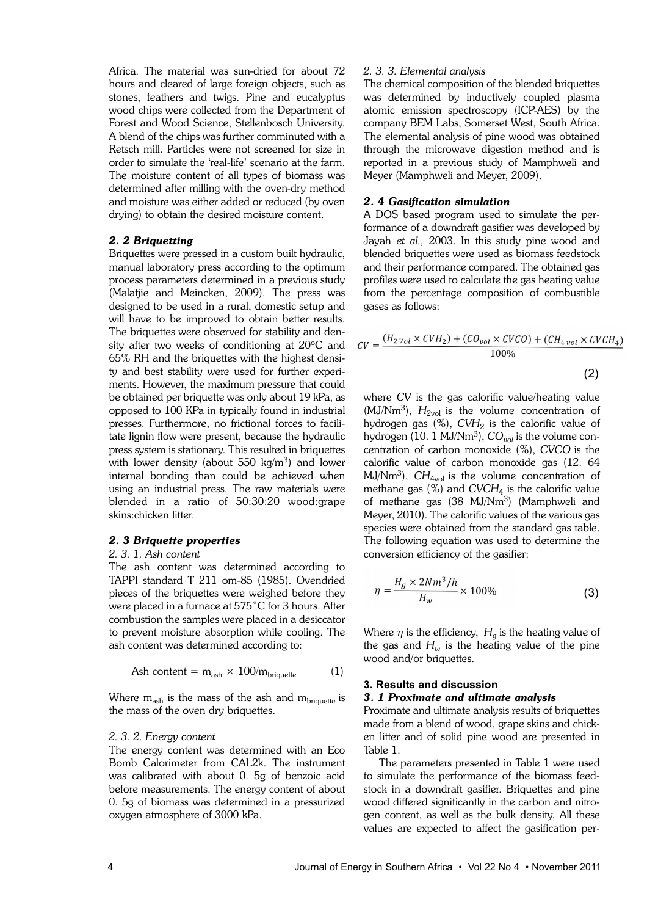Africa. The material was sun-dried for about 72 hours and cleared of large foreign objects, such as stones, feathers and twigs. Pine and eucalyptus wood chips were collected from the Department of Forest and Wood Science, Stellenbosch University. A blend of the chips was further comminuted with a Retsch mill. Particles were not screened for size in order to simulate the 'real-life' scenario at the farm. The moisture content of all types of biomass was determined after milling with the oven-dry method and moisture was either added or reduced (by oven drying) to obtain the desired moisture content.

### *2. 2 Briquetting*

Briquettes were pressed in a custom built hydraulic, manual laboratory press according to the optimum process parameters determined in a previous study (Malatjie and Meincken, 2009). The press was designed to be used in a rural, domestic setup and will have to be improved to obtain better results. The briquettes were observed for stability and density after two weeks of conditioning at 20°C and 65% RH and the briquettes with the highest density and best stability were used for further experiments. However, the maximum pressure that could be obtained per briquette was only about 19 kPa, as opposed to 100 KPa in typically found in industrial presses. Furthermore, no frictional forces to facilitate lignin flow were present, because the hydraulic press system is stationary. This resulted in briquettes with lower density (about 550 kg/m$^3$) and lower internal bonding than could be achieved when using an industrial press. The raw materials were blended in a ratio of 50:30:20 wood:grape skins:chicken litter.

### *2. 3 Briquette properties*

*2. 3. 1. Ash content*

The ash content was determined according to TAPPI standard T 211 om-85 (1985). Ovendried pieces of the briquettes were weighed before they were placed in a furnace at 575˚C for 3 hours. After combustion the samples were placed in a desiccator to prevent moisture absorption while cooling. The ash content was determined according to:

$$\text{Ash content} = m_{ash} \times 100/m_{briquette} \qquad (1)$$

Where $m_{ash}$ is the mass of the ash and $m_{briquette}$ is the mass of the oven dry briquettes.

*2. 3. 2. Energy content*

The energy content was determined with an Eco Bomb Calorimeter from CAL2k. The instrument was calibrated with about 0. 5g of benzoic acid before measurements. The energy content of about 0. 5g of biomass was determined in a pressurized oxygen atmosphere of 3000 kPa.

*2. 3. 3. Elemental analysis*

The chemical composition of the blended briquettes was determined by inductively coupled plasma atomic emission spectroscopy (ICP-AES) by the company BEM Labs, Somerset West, South Africa. The elemental analysis of pine wood was obtained through the microwave digestion method and is reported in a previous study of Mamphweli and Meyer (Mamphweli and Meyer, 2009).

### *2. 4 Gasification simulation*

A DOS based program used to simulate the performance of a downdraft gasifier was developed by Jayah *et al.*, 2003. In this study pine wood and blended briquettes were used as biomass feedstock and their performance compared. The obtained gas profiles were used to calculate the gas heating value from the percentage composition of combustible gases as follows:

$$CV = \frac{(H_{2\,vol} \times CVH_2) + (CO_{vol} \times CVCO) + (CH_{4\,vol} \times CVCH_4)}{100\%} \qquad (2)$$

where $CV$ is the gas calorific value/heating value (MJ/Nm$^3$), $H_{2vol}$ is the volume concentration of hydrogen gas (%), $CVH_2$ is the calorific value of hydrogen (10. 1 MJ/Nm$^3$), $CO_{vol}$ is the volume concentration of carbon monoxide (%), $CVCO$ is the calorific value of carbon monoxide gas (12. 64 MJ/Nm$^3$), $CH_{4vol}$ is the volume concentration of methane gas (%) and $CVCH_4$ is the calorific value of methane gas (38 MJ/Nm$^3$) (Mamphweli and Meyer, 2010). The calorific values of the various gas species were obtained from the standard gas table. The following equation was used to determine the conversion efficiency of the gasifier:

$$\eta = \frac{H_g \times 2Nm^3/h}{H_w} \times 100\% \qquad (3)$$

Where $\eta$ is the efficiency, $H_g$ is the heating value of the gas and $H_w$ is the heating value of the pine wood and/or briquettes.

## 3. Results and discussion

### *3. 1 Proximate and ultimate analysis*

Proximate and ultimate analysis results of briquettes made from a blend of wood, grape skins and chicken litter and of solid pine wood are presented in Table 1.

The parameters presented in Table 1 were used to simulate the performance of the biomass feedstock in a downdraft gasifier. Briquettes and pine wood differed significantly in the carbon and nitrogen content, as well as the bulk density. All these values are expected to affect the gasification per-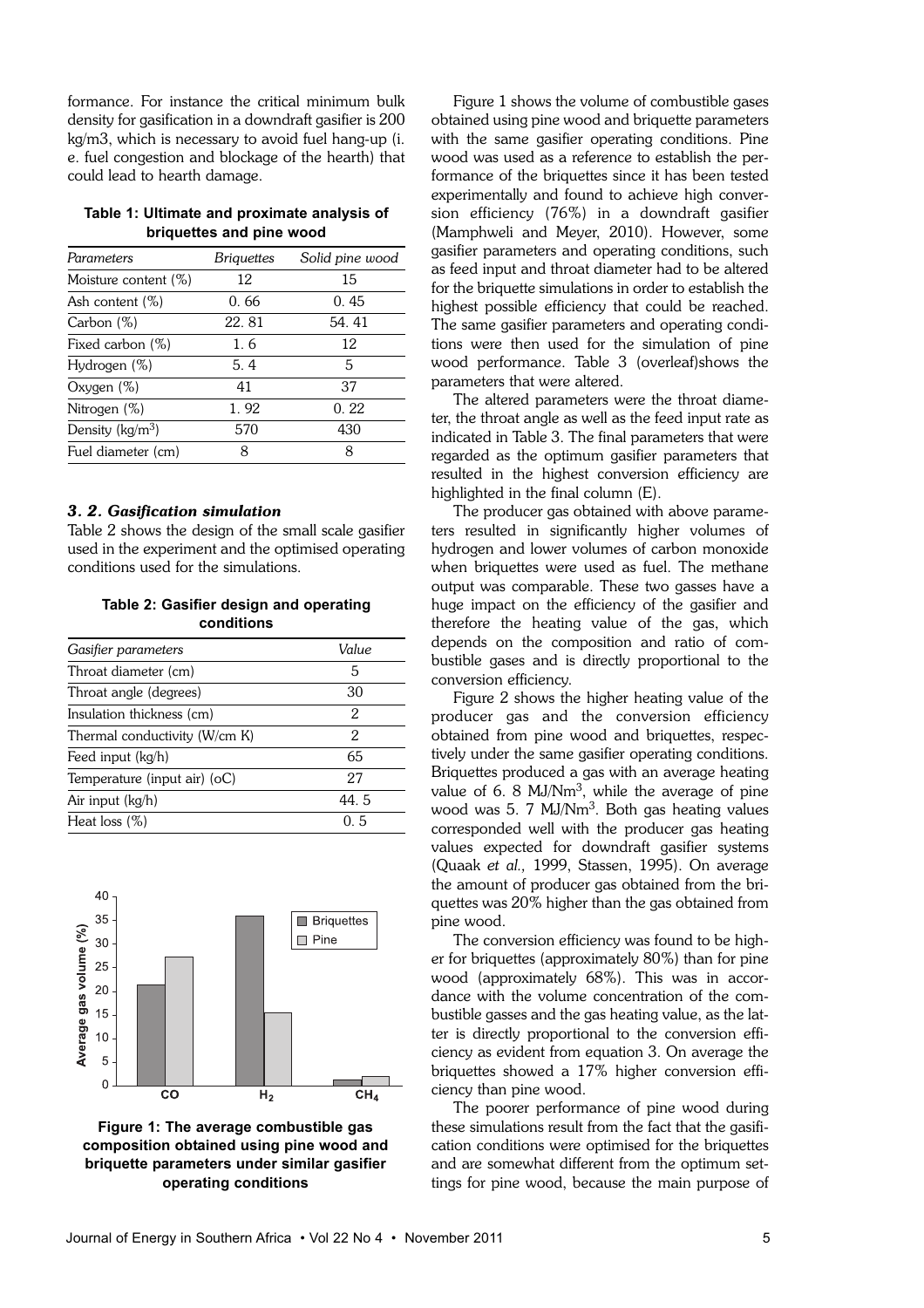formance. For instance the critical minimum bulk density for gasification in a downdraft gasifier is 200 kg/m3, which is necessary to avoid fuel hang-up (i. e. fuel congestion and blockage of the hearth) that could lead to hearth damage.

**Table 1: Ultimate and proximate analysis of briquettes and pine wood**

| *Parameters* | *Briquettes* | *Solid pine wood* |
|---|---|---|
| Moisture content (%) | 12 | 15 |
| Ash content (%) | 0. 66 | 0. 45 |
| Carbon (%) | 22. 81 | 54. 41 |
| Fixed carbon (%) | 1. 6 | 12 |
| Hydrogen (%) | 5. 4 | 5 |
| Oxygen (%) | 41 | 37 |
| Nitrogen (%) | 1. 92 | 0. 22 |
| Density (kg/m$^3$) | 570 | 430 |
| Fuel diameter (cm) | 8 | 8 |

### *3. 2. Gasification simulation*

Table 2 shows the design of the small scale gasifier used in the experiment and the optimised operating conditions used for the simulations.

**Table 2: Gasifier design and operating conditions**

| *Gasifier parameters* | *Value* |
|---|---|
| Throat diameter (cm) | 5 |
| Throat angle (degrees) | 30 |
| Insulation thickness (cm) | 2 |
| Thermal conductivity (W/cm K) | 2 |
| Feed input (kg/h) | 65 |
| Temperature (input air) (oC) | 27 |
| Air input (kg/h) | 44. 5 |
| Heat loss (%) | 0. 5 |

**Figure 1: The average combustible gas composition obtained using pine wood and briquette parameters under similar gasifier operating conditions**

Figure 1 shows the volume of combustible gases obtained using pine wood and briquette parameters with the same gasifier operating conditions. Pine wood was used as a reference to establish the performance of the briquettes since it has been tested experimentally and found to achieve high conversion efficiency (76%) in a downdraft gasifier (Mamphweli and Meyer, 2010). However, some gasifier parameters and operating conditions, such as feed input and throat diameter had to be altered for the briquette simulations in order to establish the highest possible efficiency that could be reached. The same gasifier parameters and operating conditions were then used for the simulation of pine wood performance. Table 3 (overleaf)shows the parameters that were altered.

The altered parameters were the throat diameter, the throat angle as well as the feed input rate as indicated in Table 3. The final parameters that were regarded as the optimum gasifier parameters that resulted in the highest conversion efficiency are highlighted in the final column (E).

The producer gas obtained with above parameters resulted in significantly higher volumes of hydrogen and lower volumes of carbon monoxide when briquettes were used as fuel. The methane output was comparable. These two gasses have a huge impact on the efficiency of the gasifier and therefore the heating value of the gas, which depends on the composition and ratio of combustible gases and is directly proportional to the conversion efficiency.

Figure 2 shows the higher heating value of the producer gas and the conversion efficiency obtained from pine wood and briquettes, respectively under the same gasifier operating conditions. Briquettes produced a gas with an average heating value of 6. 8 MJ/Nm$^3$, while the average of pine wood was 5. 7 MJ/Nm$^3$. Both gas heating values corresponded well with the producer gas heating values expected for downdraft gasifier systems (Quaak *et al.,* 1999, Stassen, 1995). On average the amount of producer gas obtained from the briquettes was 20% higher than the gas obtained from pine wood.

The conversion efficiency was found to be higher for briquettes (approximately 80%) than for pine wood (approximately 68%). This was in accordance with the volume concentration of the combustible gasses and the gas heating value, as the latter is directly proportional to the conversion efficiency as evident from equation 3. On average the briquettes showed a 17% higher conversion efficiency than pine wood.

The poorer performance of pine wood during these simulations result from the fact that the gasification conditions were optimised for the briquettes and are somewhat different from the optimum settings for pine wood, because the main purpose of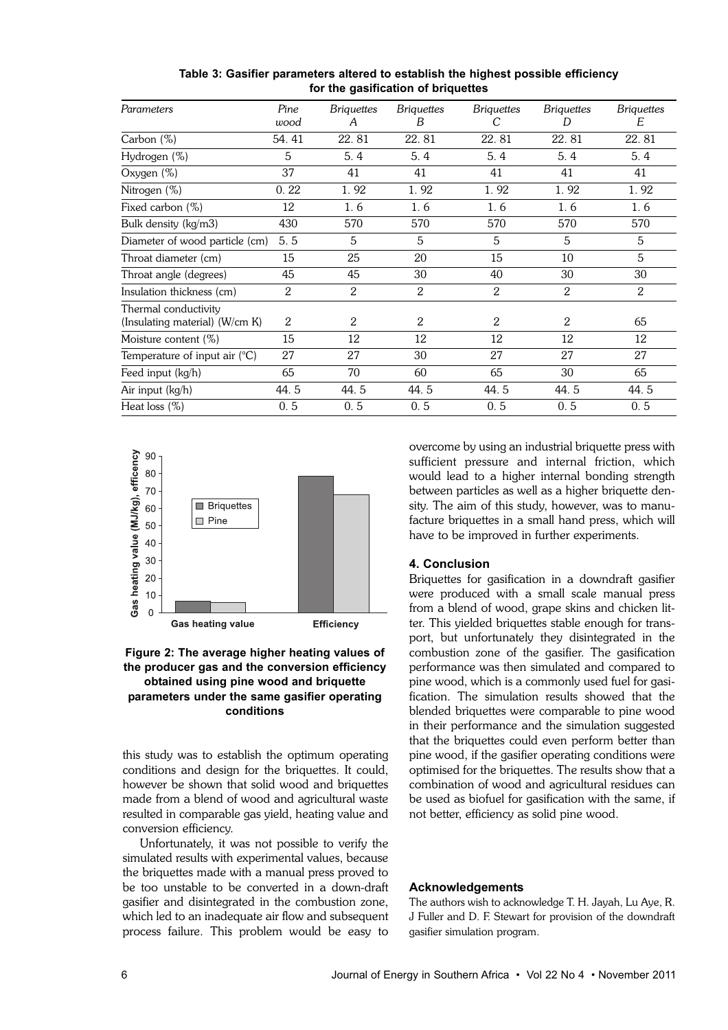**Table 3: Gasifier parameters altered to establish the highest possible efficiency for the gasification of briquettes**

| *Parameters* | *Pine wood* | *Briquettes A* | *Briquettes B* | *Briquettes C* | *Briquettes D* | *Briquettes E* |
|---|---|---|---|---|---|---|
| Carbon (%) | 54. 41 | 22. 81 | 22. 81 | 22. 81 | 22. 81 | 22. 81 |
| Hydrogen (%) | 5 | 5. 4 | 5. 4 | 5. 4 | 5. 4 | 5. 4 |
| Oxygen (%) | 37 | 41 | 41 | 41 | 41 | 41 |
| Nitrogen (%) | 0. 22 | 1. 92 | 1. 92 | 1. 92 | 1. 92 | 1. 92 |
| Fixed carbon (%) | 12 | 1. 6 | 1. 6 | 1. 6 | 1. 6 | 1. 6 |
| Bulk density (kg/m3) | 430 | 570 | 570 | 570 | 570 | 570 |
| Diameter of wood particle (cm) | 5. 5 | 5 | 5 | 5 | 5 | 5 |
| Throat diameter (cm) | 15 | 25 | 20 | 15 | 10 | 5 |
| Throat angle (degrees) | 45 | 45 | 30 | 40 | 30 | 30 |
| Insulation thickness (cm) | 2 | 2 | 2 | 2 | 2 | 2 |
| Thermal conductivity (Insulating material) (W/cm K) | 2 | 2 | 2 | 2 | 2 | 65 |
| Moisture content (%) | 15 | 12 | 12 | 12 | 12 | 12 |
| Temperature of input air (°C) | 27 | 27 | 30 | 27 | 27 | 27 |
| Feed input (kg/h) | 65 | 70 | 60 | 65 | 30 | 65 |
| Air input (kg/h) | 44. 5 | 44. 5 | 44. 5 | 44. 5 | 44. 5 | 44. 5 |
| Heat loss (%) | 0. 5 | 0. 5 | 0. 5 | 0. 5 | 0. 5 | 0. 5 |

**Figure 2: The average higher heating values of the producer gas and the conversion efficiency obtained using pine wood and briquette parameters under the same gasifier operating conditions**

this study was to establish the optimum operating conditions and design for the briquettes. It could, however be shown that solid wood and briquettes made from a blend of wood and agricultural waste resulted in comparable gas yield, heating value and conversion efficiency.

Unfortunately, it was not possible to verify the simulated results with experimental values, because the briquettes made with a manual press proved to be too unstable to be converted in a down-draft gasifier and disintegrated in the combustion zone, which led to an inadequate air flow and subsequent process failure. This problem would be easy to overcome by using an industrial briquette press with sufficient pressure and internal friction, which would lead to a higher internal bonding strength between particles as well as a higher briquette density. The aim of this study, however, was to manufacture briquettes in a small hand press, which will have to be improved in further experiments.

## 4. Conclusion

Briquettes for gasification in a downdraft gasifier were produced with a small scale manual press from a blend of wood, grape skins and chicken litter. This yielded briquettes stable enough for transport, but unfortunately they disintegrated in the combustion zone of the gasifier. The gasification performance was then simulated and compared to pine wood, which is a commonly used fuel for gasification. The simulation results showed that the blended briquettes were comparable to pine wood in their performance and the simulation suggested that the briquettes could even perform better than pine wood, if the gasifier operating conditions were optimised for the briquettes. The results show that a combination of wood and agricultural residues can be used as biofuel for gasification with the same, if not better, efficiency as solid pine wood.

## Acknowledgements

The authors wish to acknowledge T. H. Jayah, Lu Aye, R. J Fuller and D. F. Stewart for provision of the downdraft gasifier simulation program.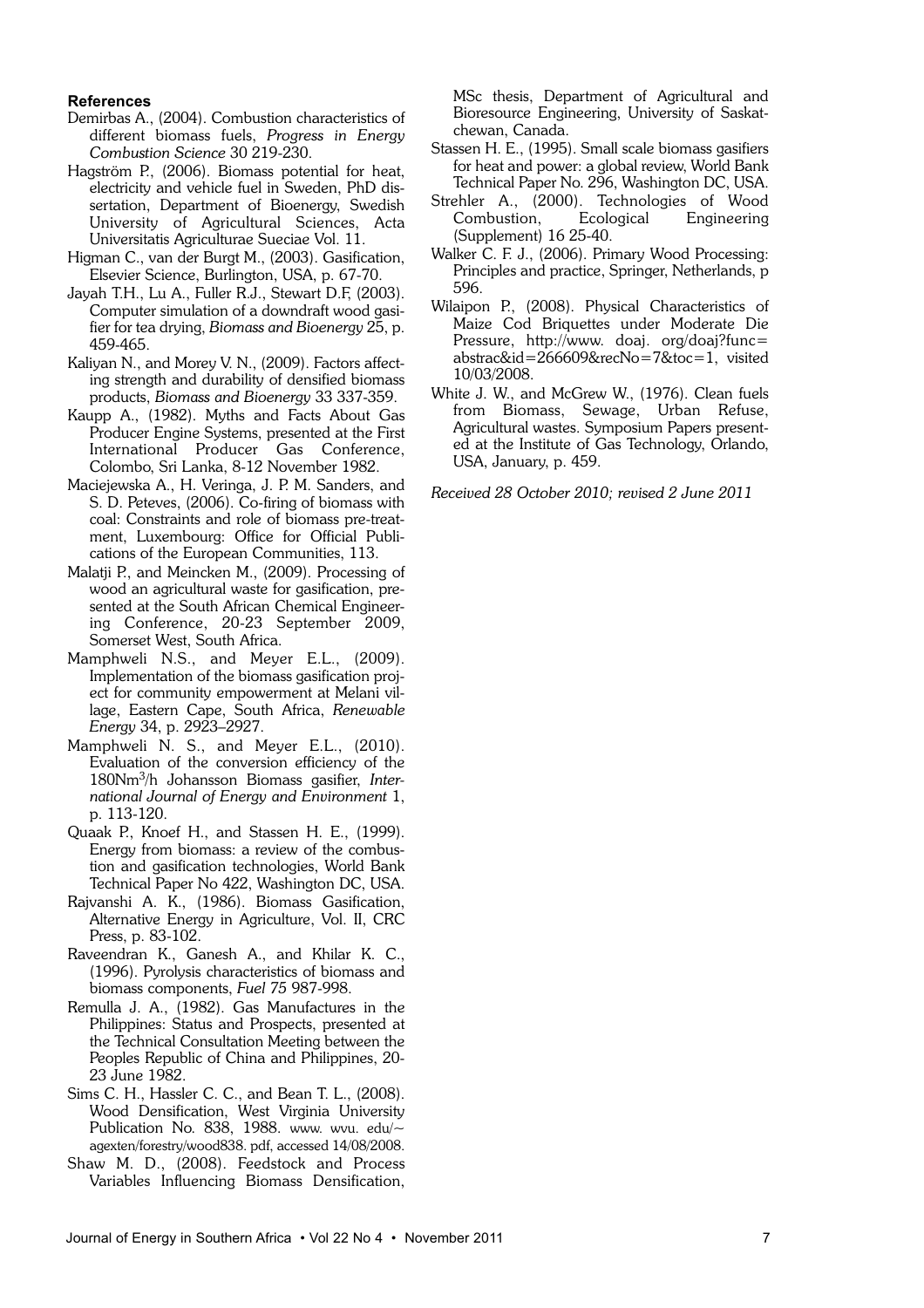## References

Demirbas A., (2004). Combustion characteristics of different biomass fuels, *Progress in Energy Combustion Science* 30 219-230.

Hagström P., (2006). Biomass potential for heat, electricity and vehicle fuel in Sweden, PhD dissertation, Department of Bioenergy, Swedish University of Agricultural Sciences, Acta Universitatis Agriculturae Sueciae Vol. 11.

Higman C., van der Burgt M., (2003). Gasification, Elsevier Science, Burlington, USA, p. 67-70.

Jayah T.H., Lu A., Fuller R.J., Stewart D.F, (2003). Computer simulation of a downdraft wood gasifier for tea drying, *Biomass and Bioenergy* 25, p. 459-465.

Kaliyan N., and Morey V. N., (2009). Factors affecting strength and durability of densified biomass products, *Biomass and Bioenergy* 33 337-359.

Kaupp A., (1982). Myths and Facts About Gas Producer Engine Systems, presented at the First International Producer Gas Conference, Colombo, Sri Lanka, 8-12 November 1982.

Maciejewska A., H. Veringa, J. P. M. Sanders, and S. D. Peteves, (2006). Co-firing of biomass with coal: Constraints and role of biomass pre-treatment, Luxembourg: Office for Official Publications of the European Communities, 113.

Malatji P., and Meincken M., (2009). Processing of wood an agricultural waste for gasification, presented at the South African Chemical Engineering Conference, 20-23 September 2009, Somerset West, South Africa.

Mamphweli N.S., and Meyer E.L., (2009). Implementation of the biomass gasification project for community empowerment at Melani village, Eastern Cape, South Africa, *Renewable Energy* 34, p. 2923–2927.

Mamphweli N. S., and Meyer E.L., (2010). Evaluation of the conversion efficiency of the 180Nm$^3$/h Johansson Biomass gasifier, *International Journal of Energy and Environment* 1, p. 113-120.

Quaak P., Knoef H., and Stassen H. E., (1999). Energy from biomass: a review of the combustion and gasification technologies, World Bank Technical Paper No 422, Washington DC, USA.

Rajvanshi A. K., (1986). Biomass Gasification, Alternative Energy in Agriculture, Vol. II, CRC Press, p. 83-102.

Raveendran K., Ganesh A., and Khilar K. C., (1996). Pyrolysis characteristics of biomass and biomass components, *Fuel 75* 987-998.

Remulla J. A., (1982). Gas Manufactures in the Philippines: Status and Prospects, presented at the Technical Consultation Meeting between the Peoples Republic of China and Philippines, 20-23 June 1982.

Sims C. H., Hassler C. C., and Bean T. L., (2008). Wood Densification, West Virginia University Publication No. 838, 1988. www. wvu. edu/~agexten/forestry/wood838. pdf, accessed 14/08/2008.

Shaw M. D., (2008). Feedstock and Process Variables Influencing Biomass Densification, MSc thesis, Department of Agricultural and Bioresource Engineering, University of Saskatchewan, Canada.

Stassen H. E., (1995). Small scale biomass gasifiers for heat and power: a global review, World Bank Technical Paper No. 296, Washington DC, USA.

Strehler A., (2000). Technologies of Wood Combustion, Ecological Engineering (Supplement) 16 25-40.

Walker C. F. J., (2006). Primary Wood Processing: Principles and practice, Springer, Netherlands, p 596.

Wilaipon P., (2008). Physical Characteristics of Maize Cod Briquettes under Moderate Die Pressure, http://www. doaj. org/doaj?func=abstrac&id=266609&recNo=7&toc=1, visited 10/03/2008.

White J. W., and McGrew W., (1976). Clean fuels from Biomass, Sewage, Urban Refuse, Agricultural wastes. Symposium Papers presented at the Institute of Gas Technology, Orlando, USA, January, p. 459.

*Received 28 October 2010; revised 2 June 2011*